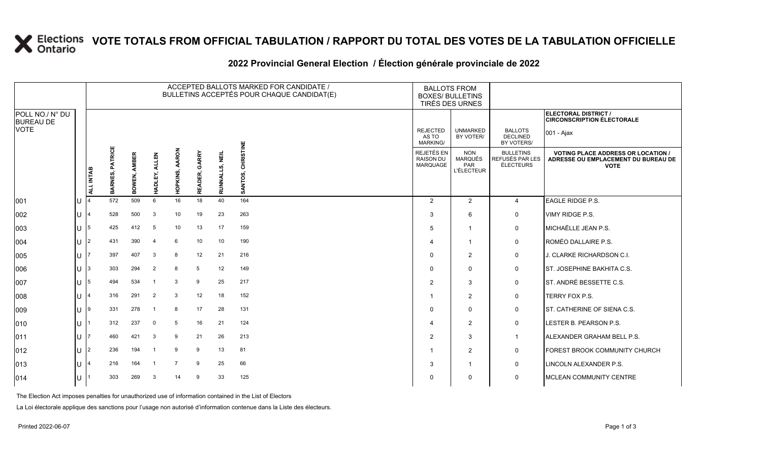# VOTE TOTALS FROM OFFICIAL TABULATION / RAPPORT DU TOTAL DES VOTES DE LA TABULATION OFFICIELLE

## 2022 Provincial General Election / Élection générale provinciale de 2022

ELECTORAL DISTRICT / CIRCONSCRIPTION ÉLECTORALE: 001 - Ajax

| POLL NO./ N° DU BUREAU DE VOTE | | ACCEPTED BALLOTS MARKED FOR CANDIDATE / BULLETINS ACCEPTÉS POUR CHAQUE CANDIDAT(E) | | | | | | | | BALLOTS FROM BOXES/ BULLETINS TIRÉS DES URNES | | | |
|---|---|---|---|---|---|---|---|---|---|---|---|---|---|
| | | ALI, INTAB | BARNES, PATRICE | BOWEN, AMBER | HADLEY, ALLEN | HOPKINS, AARON | READER, GARRY | RUNNALLS, NEIL | SANTOS, CHRISTINE | REJECTED AS TO MARKING/ REJETÉS EN RAISON DU MARQUAGE | UNMARKED BY VOTER/ NON MARQUÉS PAR L'ÉLECTEUR | BALLOTS DECLINED BY VOTERS/ BULLETINS REFUSÉS PAR LES ÉLECTEURS | VOTING PLACE ADDRESS OR LOCATION / ADRESSE OU EMPLACEMENT DU BUREAU DE VOTE |
| 001 | U | 4 | 572 | 509 | 6 | 16 | 18 | 40 | 164 | 2 | 2 | 4 | EAGLE RIDGE P.S. |
| 002 | U | 4 | 528 | 500 | 3 | 10 | 19 | 23 | 263 | 3 | 6 | 0 | VIMY RIDGE P.S. |
| 003 | U | 5 | 425 | 412 | 5 | 10 | 13 | 17 | 159 | 5 | 1 | 0 | MICHAËLLE JEAN P.S. |
| 004 | U | 2 | 431 | 390 | 4 | 6 | 10 | 10 | 190 | 4 | 1 | 0 | ROMÉO DALLAIRE P.S. |
| 005 | U | 7 | 397 | 407 | 3 | 8 | 12 | 21 | 216 | 0 | 2 | 0 | J. CLARKE RICHARDSON C.I. |
| 006 | U | 3 | 303 | 294 | 2 | 8 | 5 | 12 | 149 | 0 | 0 | 0 | ST. JOSEPHINE BAKHITA C.S. |
| 007 | U | 5 | 494 | 534 | 1 | 3 | 9 | 25 | 217 | 2 | 3 | 0 | ST. ANDRÉ BESSETTE C.S. |
| 008 | U | 4 | 316 | 291 | 2 | 3 | 12 | 18 | 152 | 1 | 2 | 0 | TERRY FOX P.S. |
| 009 | U | 9 | 331 | 278 | 1 | 8 | 17 | 28 | 131 | 0 | 0 | 0 | ST. CATHERINE OF SIENA C.S. |
| 010 | U | 1 | 312 | 237 | 0 | 5 | 16 | 21 | 124 | 4 | 2 | 0 | LESTER B. PEARSON P.S. |
| 011 | U | 7 | 460 | 421 | 3 | 9 | 21 | 26 | 213 | 2 | 3 | 1 | ALEXANDER GRAHAM BELL P.S. |
| 012 | U | 2 | 236 | 194 | 1 | 9 | 9 | 13 | 81 | 1 | 2 | 0 | FOREST BROOK COMMUNITY CHURCH |
| 013 | U | 4 | 216 | 164 | 1 | 7 | 9 | 25 | 66 | 3 | 1 | 0 | LINCOLN ALEXANDER P.S. |
| 014 | U | 1 | 303 | 269 | 3 | 14 | 9 | 33 | 125 | 0 | 0 | 0 | MCLEAN COMMUNITY CENTRE |

The Election Act imposes penalties for unauthorized use of information contained in the List of Electors

La Loi électorale applique des sanctions pour l'usage non autorisé d'information contenue dans la Liste des électeurs.

Printed 2022-06-07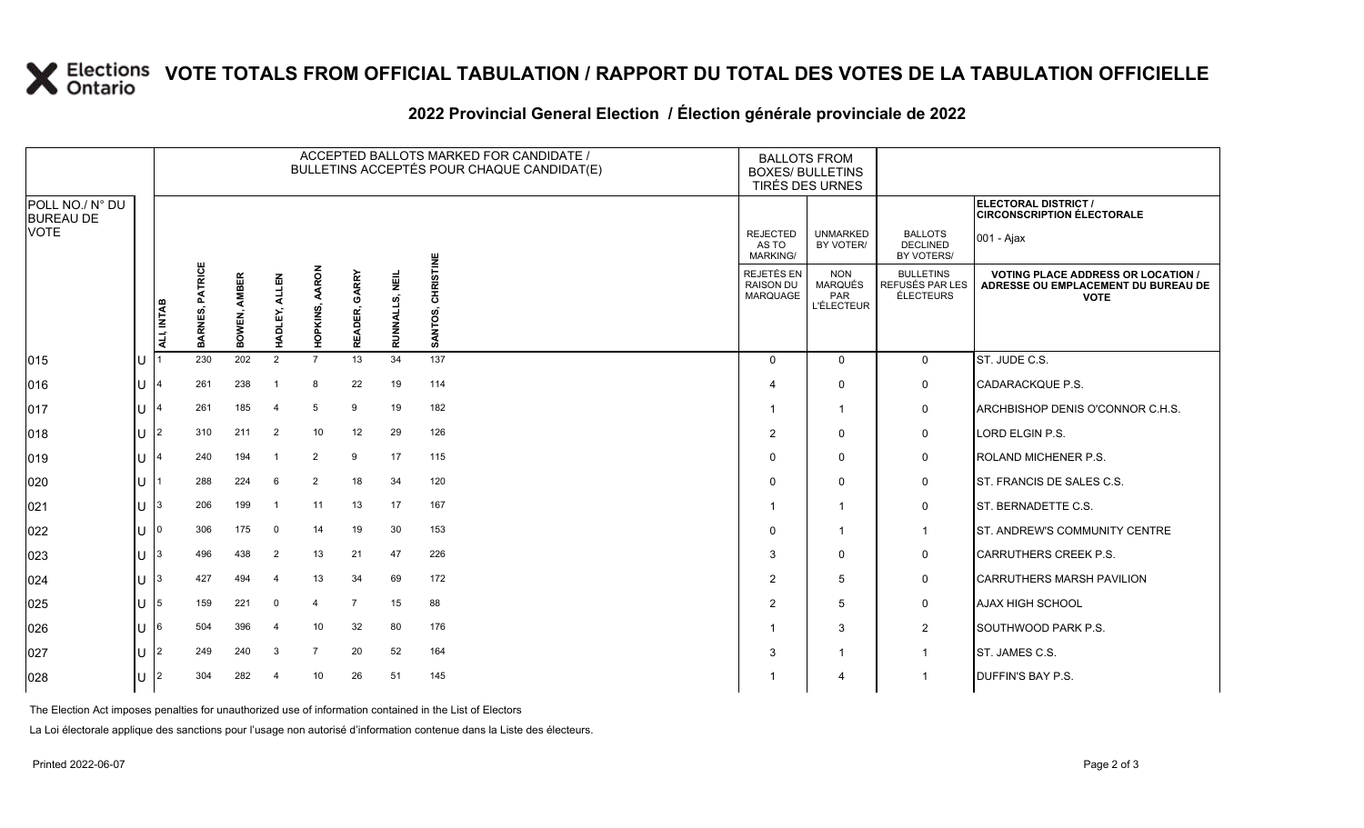# VOTE TOTALS FROM OFFICIAL TABULATION / RAPPORT DU TOTAL DES VOTES DE LA TABULATION OFFICIELLE

## 2022 Provincial General Election / Élection générale provinciale de 2022

| POLL NO./ N° DU BUREAU DE VOTE | | ACCEPTED BALLOTS MARKED FOR CANDIDATE / BULLETINS ACCEPTÉS POUR CHAQUE CANDIDAT(E) | | | | | | | | BALLOTS FROM BOXES/ BULLETINS TIRÉS DES URNES | | | ELECTORAL DISTRICT / CIRCONSCRIPTION ÉLECTORALE 001 - Ajax |
|---|---|---|---|---|---|---|---|---|---|---|---|---|---|
| | | ALI, INTAB | BARNES, PATRICE | BOWEN, AMBER | HADLEY, ALLEN | HOPKINS, AARON | READER, GARRY | RUNNALLS, NEIL | SANTOS, CHRISTINE | REJECTED AS TO MARKING/ REJETÉS EN RAISON DU MARQUAGE | UNMARKED BY VOTER/ NON MARQUÉS PAR L'ÉLECTEUR | BALLOTS DECLINED BY VOTERS/ BULLETINS REFUSÉS PAR LES ÉLECTEURS | VOTING PLACE ADDRESS OR LOCATION / ADRESSE OU EMPLACEMENT DU BUREAU DE VOTE |
| 015 | U | 1 | 230 | 202 | 2 | 7 | 13 | 34 | 137 | 0 | 0 | 0 | ST. JUDE C.S. |
| 016 | U | 4 | 261 | 238 | 1 | 8 | 22 | 19 | 114 | 4 | 0 | 0 | CADARACKQUE P.S. |
| 017 | U | 4 | 261 | 185 | 4 | 5 | 9 | 19 | 182 | 1 | 1 | 0 | ARCHBISHOP DENIS O'CONNOR C.H.S. |
| 018 | U | 2 | 310 | 211 | 2 | 10 | 12 | 29 | 126 | 2 | 0 | 0 | LORD ELGIN P.S. |
| 019 | U | 4 | 240 | 194 | 1 | 2 | 9 | 17 | 115 | 0 | 0 | 0 | ROLAND MICHENER P.S. |
| 020 | U | 1 | 288 | 224 | 6 | 2 | 18 | 34 | 120 | 0 | 0 | 0 | ST. FRANCIS DE SALES C.S. |
| 021 | U | 3 | 206 | 199 | 1 | 11 | 13 | 17 | 167 | 1 | 1 | 0 | ST. BERNADETTE C.S. |
| 022 | U | 0 | 306 | 175 | 0 | 14 | 19 | 30 | 153 | 0 | 1 | 1 | ST. ANDREW'S COMMUNITY CENTRE |
| 023 | U | 3 | 496 | 438 | 2 | 13 | 21 | 47 | 226 | 3 | 0 | 0 | CARRUTHERS CREEK P.S. |
| 024 | U | 3 | 427 | 494 | 4 | 13 | 34 | 69 | 172 | 2 | 5 | 0 | CARRUTHERS MARSH PAVILION |
| 025 | U | 5 | 159 | 221 | 0 | 4 | 7 | 15 | 88 | 2 | 5 | 0 | AJAX HIGH SCHOOL |
| 026 | U | 6 | 504 | 396 | 4 | 10 | 32 | 80 | 176 | 1 | 3 | 2 | SOUTHWOOD PARK P.S. |
| 027 | U | 2 | 249 | 240 | 3 | 7 | 20 | 52 | 164 | 3 | 1 | 1 | ST. JAMES C.S. |
| 028 | U | 2 | 304 | 282 | 4 | 10 | 26 | 51 | 145 | 1 | 4 | 1 | DUFFIN'S BAY P.S. |

The Election Act imposes penalties for unauthorized use of information contained in the List of Electors

La Loi électorale applique des sanctions pour l'usage non autorisé d'information contenue dans la Liste des électeurs.

Printed 2022-06-07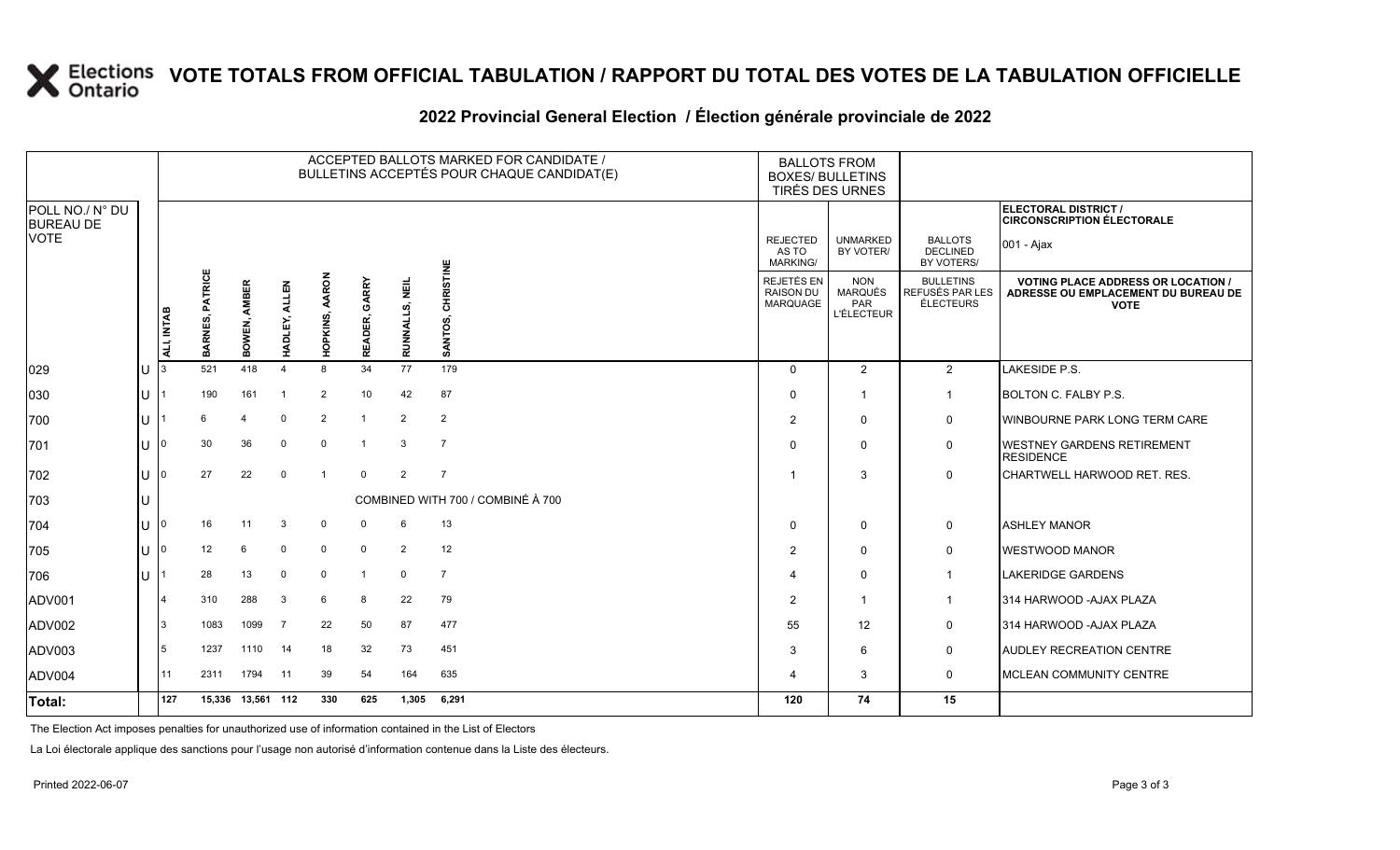# VOTE TOTALS FROM OFFICIAL TABULATION / RAPPORT DU TOTAL DES VOTES DE LA TABULATION OFFICIELLE

## 2022 Provincial General Election / Élection générale provinciale de 2022

| POLL NO./ N° DU BUREAU DE VOTE | | ACCEPTED BALLOTS MARKED FOR CANDIDATE / BULLETINS ACCEPTÉS POUR CHAQUE CANDIDAT(E) | | | | | | | | BALLOTS FROM BOXES/ BULLETINS TIRÉS DES URNES | | | ELECTORAL DISTRICT / CIRCONSCRIPTION ÉLECTORALE 001 - Ajax |
|---|---|---|---|---|---|---|---|---|---|---|---|---|---|
| | | ALI, INTAB | BARNES, PATRICE | BOWEN, AMBER | HADLEY, ALLEN | HOPKINS, AARON | READER, GARRY | RUNNALLS, NEIL | SANTOS, CHRISTINE | REJECTED AS TO MARKING/ REJETÉS EN RAISON DU MARQUAGE | UNMARKED BY VOTER/ NON MARQUÉS PAR L'ÉLECTEUR | BALLOTS DECLINED BY VOTERS/ BULLETINS REFUSÉS PAR LES ÉLECTEURS | VOTING PLACE ADDRESS OR LOCATION / ADRESSE OU EMPLACEMENT DU BUREAU DE VOTE |
| 029 | U | 3 | 521 | 418 | 4 | 8 | 34 | 77 | 179 | 0 | 2 | 2 | LAKESIDE P.S. |
| 030 | U | 1 | 190 | 161 | 1 | 2 | 10 | 42 | 87 | 0 | 1 | 1 | BOLTON C. FALBY P.S. |
| 700 | U | 1 | 6 | 4 | 0 | 2 | 1 | 2 | 2 | 2 | 0 | 0 | WINBOURNE PARK LONG TERM CARE |
| 701 | U | 0 | 30 | 36 | 0 | 0 | 1 | 3 | 7 | 0 | 0 | 0 | WESTNEY GARDENS RETIREMENT RESIDENCE |
| 702 | U | 0 | 27 | 22 | 0 | 1 | 0 | 2 | 7 | 1 | 3 | 0 | CHARTWELL HARWOOD RET. RES. |
| 703 | U | COMBINED WITH 700 / COMBINÉ À 700 | | | | | | | | | | | |
| 704 | U | 0 | 16 | 11 | 3 | 0 | 0 | 6 | 13 | 0 | 0 | 0 | ASHLEY MANOR |
| 705 | U | 0 | 12 | 6 | 0 | 0 | 0 | 2 | 12 | 2 | 0 | 0 | WESTWOOD MANOR |
| 706 | U | 1 | 28 | 13 | 0 | 0 | 1 | 0 | 7 | 4 | 0 | 1 | LAKERIDGE GARDENS |
| ADV001 | | 4 | 310 | 288 | 3 | 6 | 8 | 22 | 79 | 2 | 1 | 1 | 314 HARWOOD -AJAX PLAZA |
| ADV002 | | 3 | 1083 | 1099 | 7 | 22 | 50 | 87 | 477 | 55 | 12 | 0 | 314 HARWOOD -AJAX PLAZA |
| ADV003 | | 5 | 1237 | 1110 | 14 | 18 | 32 | 73 | 451 | 3 | 6 | 0 | AUDLEY RECREATION CENTRE |
| ADV004 | | 11 | 2311 | 1794 | 11 | 39 | 54 | 164 | 635 | 4 | 3 | 0 | MCLEAN COMMUNITY CENTRE |
| **Total:** | | **127** | **15,336** | **13,561** | **112** | **330** | **625** | **1,305** | **6,291** | **120** | **74** | **15** | |

The Election Act imposes penalties for unauthorized use of information contained in the List of Electors

La Loi électorale applique des sanctions pour l'usage non autorisé d'information contenue dans la Liste des électeurs.

Printed 2022-06-07